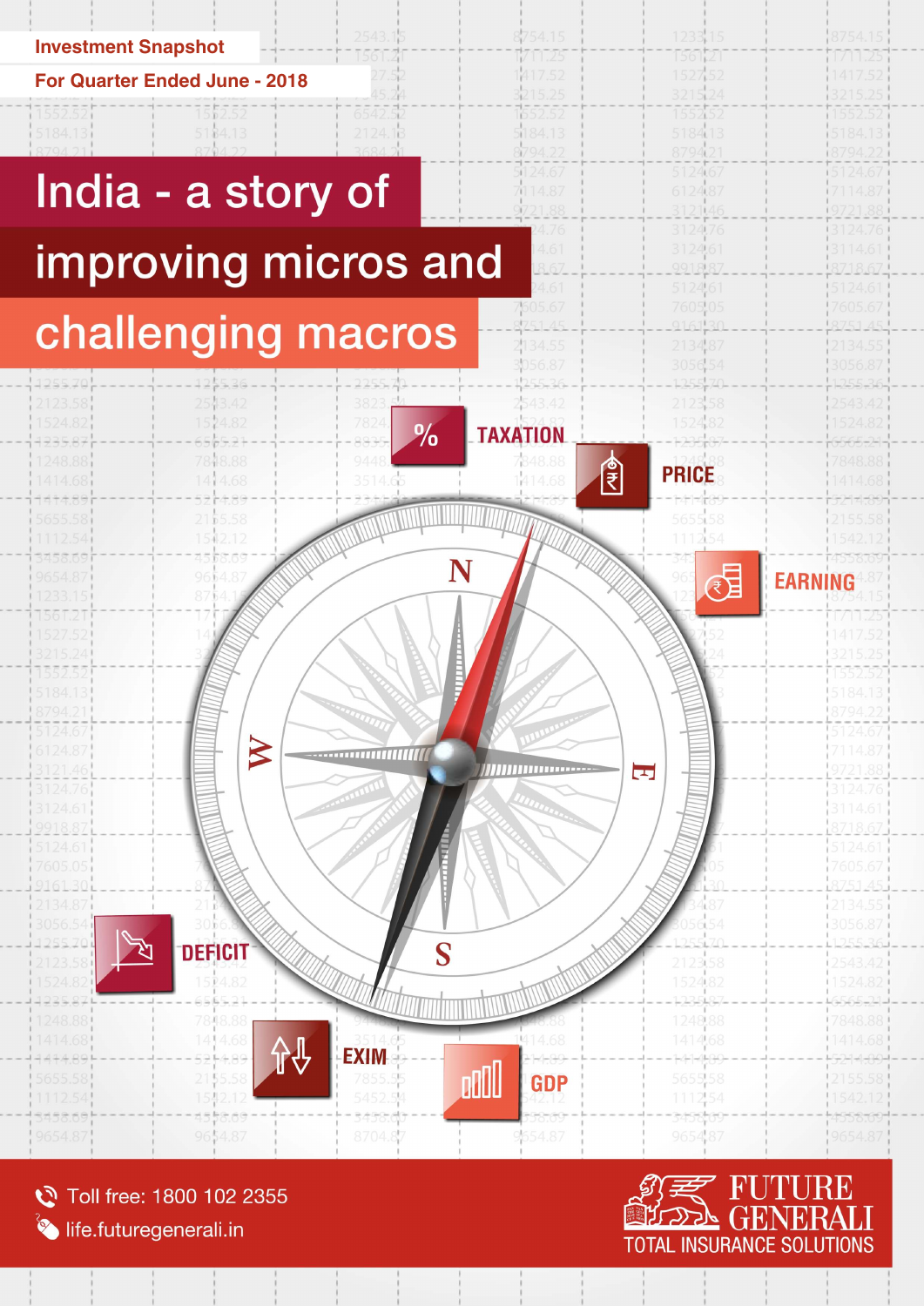Investment Snapshot

For Quarter Ended June - 2018

# India - a story of improving micros and challenging macros

TAXATION

PRICE

EARNING

DEFICIT

EXIM

GDP

Toll free: 1800 102 2355

life.futuregenerali.in

FUTURE GENERALI

TOTAL INSURANCE SOLUTIONS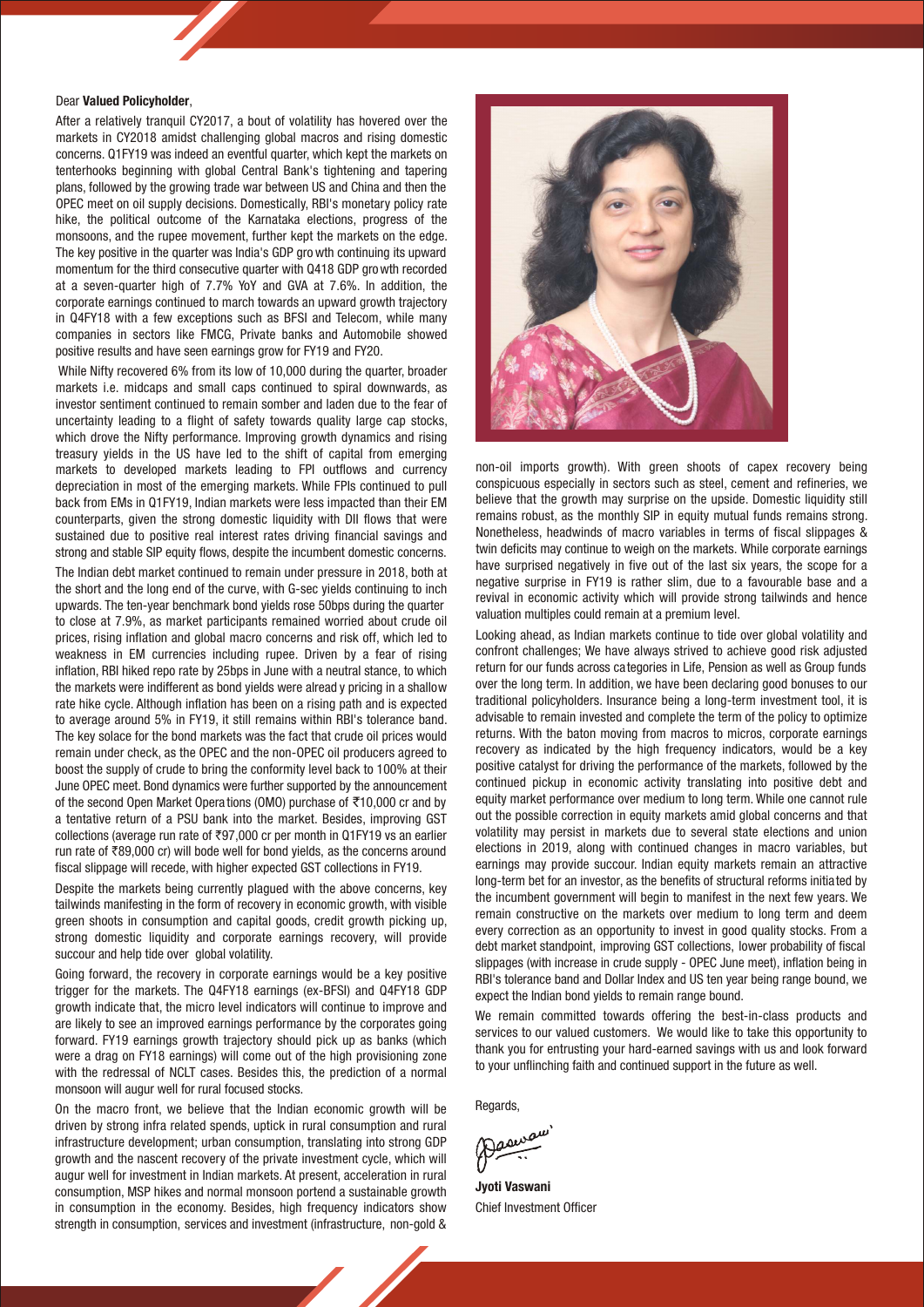Dear **Valued Policyholder**,

After a relatively tranquil CY2017, a bout of volatility has hovered over the markets in CY2018 amidst challenging global macros and rising domestic concerns. Q1FY19 was indeed an eventful quarter, which kept the markets on tenterhooks beginning with global Central Bank's tightening and tapering plans, followed by the growing trade war between US and China and then the OPEC meet on oil supply decisions. Domestically, RBI's monetary policy rate hike, the political outcome of the Karnataka elections, progress of the monsoons, and the rupee movement, further kept the markets on the edge. The key positive in the quarter was India's GDP growth continuing its upward momentum for the third consecutive quarter with Q418 GDP growth recorded at a seven-quarter high of 7.7% YoY and GVA at 7.6%. In addition, the corporate earnings continued to march towards an upward growth trajectory in Q4FY18 with a few exceptions such as BFSI and Telecom, while many companies in sectors like FMCG, Private banks and Automobile showed positive results and have seen earnings grow for FY19 and FY20.

While Nifty recovered 6% from its low of 10,000 during the quarter, broader markets i.e. midcaps and small caps continued to spiral downwards, as investor sentiment continued to remain somber and laden due to the fear of uncertainty leading to a flight of safety towards quality large cap stocks, which drove the Nifty performance. Improving growth dynamics and rising treasury yields in the US have led to the shift of capital from emerging markets to developed markets leading to FPI outflows and currency depreciation in most of the emerging markets. While FPIs continued to pull back from EMs in Q1FY19, Indian markets were less impacted than their EM counterparts, given the strong domestic liquidity with DII flows that were sustained due to positive real interest rates driving financial savings and strong and stable SIP equity flows, despite the incumbent domestic concerns.

The Indian debt market continued to remain under pressure in 2018, both at the short and the long end of the curve, with G-sec yields continuing to inch upwards. The ten-year benchmark bond yields rose 50bps during the quarter to close at 7.9%, as market participants remained worried about crude oil prices, rising inflation and global macro concerns and risk off, which led to weakness in EM currencies including rupee. Driven by a fear of rising inflation, RBI hiked repo rate by 25bps in June with a neutral stance, to which the markets were indifferent as bond yields were already pricing in a shallow rate hike cycle. Although inflation has been on a rising path and is expected to average around 5% in FY19, it still remains within RBI's tolerance band. The key solace for the bond markets was the fact that crude oil prices would remain under check, as the OPEC and the non-OPEC oil producers agreed to boost the supply of crude to bring the conformity level back to 100% at their June OPEC meet. Bond dynamics were further supported by the announcement of the second Open Market Operations (OMO) purchase of ₹10,000 cr and by a tentative return of a PSU bank into the market. Besides, improving GST collections (average run rate of ₹97,000 cr per month in Q1FY19 vs an earlier run rate of ₹89,000 cr) will bode well for bond yields, as the concerns around fiscal slippage will recede, with higher expected GST collections in FY19.

Despite the markets being currently plagued with the above concerns, key tailwinds manifesting in the form of recovery in economic growth, with visible green shoots in consumption and capital goods, credit growth picking up, strong domestic liquidity and corporate earnings recovery, will provide succour and help tide over global volatility.

Going forward, the recovery in corporate earnings would be a key positive trigger for the markets. The Q4FY18 earnings (ex-BFSI) and Q4FY18 GDP growth indicate that, the micro level indicators will continue to improve and are likely to see an improved earnings performance by the corporates going forward. FY19 earnings growth trajectory should pick up as banks (which were a drag on FY18 earnings) will come out of the high provisioning zone with the redressal of NCLT cases. Besides this, the prediction of a normal monsoon will augur well for rural focused stocks.

On the macro front, we believe that the Indian economic growth will be driven by strong infra related spends, uptick in rural consumption and rural infrastructure development; urban consumption, translating into strong GDP growth and the nascent recovery of the private investment cycle, which will augur well for investment in Indian markets. At present, acceleration in rural consumption, MSP hikes and normal monsoon portend a sustainable growth in consumption in the economy. Besides, high frequency indicators show strength in consumption, services and investment (infrastructure, non-gold & non-oil imports growth). With green shoots of capex recovery being conspicuous especially in sectors such as steel, cement and refineries, we believe that the growth may surprise on the upside. Domestic liquidity still remains robust, as the monthly SIP in equity mutual funds remains strong. Nonetheless, headwinds of macro variables in terms of fiscal slippages & twin deficits may continue to weigh on the markets. While corporate earnings have surprised negatively in five out of the last six years, the scope for a negative surprise in FY19 is rather slim, due to a favourable base and a revival in economic activity which will provide strong tailwinds and hence valuation multiples could remain at a premium level.

Looking ahead, as Indian markets continue to tide over global volatility and confront challenges; We have always strived to achieve good risk adjusted return for our funds across categories in Life, Pension as well as Group funds over the long term. In addition, we have been declaring good bonuses to our traditional policyholders. Insurance being a long-term investment tool, it is advisable to remain invested and complete the term of the policy to optimize returns. With the baton moving from macros to micros, corporate earnings recovery as indicated by the high frequency indicators, would be a key positive catalyst for driving the performance of the markets, followed by the continued pickup in economic activity translating into positive debt and equity market performance over medium to long term. While one cannot rule out the possible correction in equity markets amid global concerns and that volatility may persist in markets due to several state elections and union elections in 2019, along with continued changes in macro variables, but earnings may provide succour. Indian equity markets remain an attractive long-term bet for an investor, as the benefits of structural reforms initiated by the incumbent government will begin to manifest in the next few years. We remain constructive on the markets over medium to long term and deem every correction as an opportunity to invest in good quality stocks. From a debt market standpoint, improving GST collections, lower probability of fiscal slippages (with increase in crude supply - OPEC June meet), inflation being in RBI's tolerance band and Dollar Index and US ten year being range bound, we expect the Indian bond yields to remain range bound.

We remain committed towards offering the best-in-class products and services to our valued customers. We would like to take this opportunity to thank you for entrusting your hard-earned savings with us and look forward to your unflinching faith and continued support in the future as well.

Regards,

**Jyoti Vaswani**
Chief Investment Officer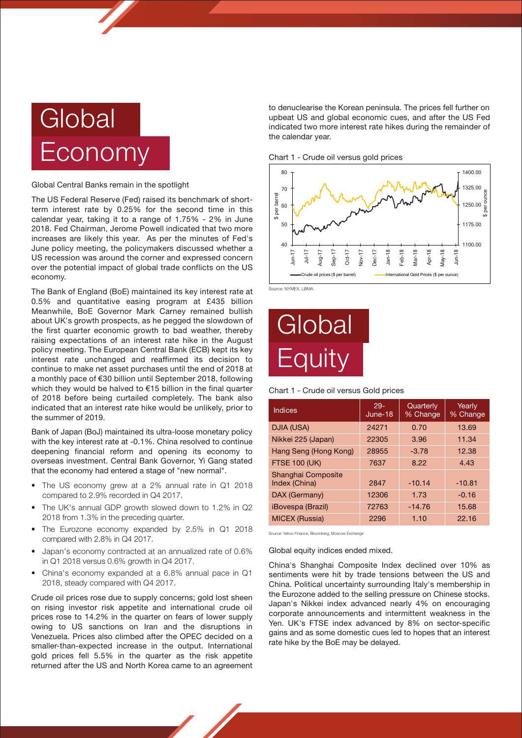# Global Economy

Global Central Banks remain in the spotlight

The US Federal Reserve (Fed) raised its benchmark of short-term interest rate by 0.25% for the second time in this calendar year, taking it to a range of 1.75% - 2% in June 2018. Fed Chairman, Jerome Powell indicated that two more increases are likely this year. As per the minutes of Fed's June policy meeting, the policymakers discussed whether a US recession was around the corner and expressed concern over the potential impact of global trade conflicts on the US economy.

The Bank of England (BoE) maintained its key interest rate at 0.5% and quantitative easing program at £435 billion Meanwhile, BoE Governor Mark Carney remained bullish about UK's growth prospects, as he pegged the slowdown of the first quarter economic growth to bad weather, thereby raising expectations of an interest rate hike in the August policy meeting. The European Central Bank (ECB) kept its key interest rate unchanged and reaffirmed its decision to continue to make net asset purchases until the end of 2018 at a monthly pace of €30 billion until September 2018, following which they would be halved to €15 billion in the final quarter of 2018 before being curtailed completely. The bank also indicated that an interest rate hike would be unlikely, prior to the summer of 2019.

Bank of Japan (BoJ) maintained its ultra-loose monetary policy with the key interest rate at -0.1%. China resolved to continue deepening financial reform and opening its economy to overseas investment. Central Bank Governor, Yi Gang stated that the economy had entered a stage of "new normal".

- The US economy grew at a 2% annual rate in Q1 2018 compared to 2.9% recorded in Q4 2017.
- The UK's annual GDP growth slowed down to 1.2% in Q2 2018 from 1.3% in the preceding quarter.
- The Eurozone economy expanded by 2.5% in Q1 2018 compared with 2.8% in Q4 2017.
- Japan's economy contracted at an annualized rate of 0.6% in Q1 2018 versus 0.6% growth in Q4 2017.
- China's economy expanded at a 6.8% annual pace in Q1 2018, steady compared with Q4 2017.

Crude oil prices rose due to supply concerns; gold lost sheen on rising investor risk appetite and international crude oil prices rose to 14.2% in the quarter on fears of lower supply owing to US sanctions on Iran and the disruptions in Venezuela. Prices also climbed after the OPEC decided on a smaller-than-expected increase in the output. International gold prices fell 5.5% in the quarter as the risk appetite returned after the US and North Korea came to an agreement to denuclearise the Korean peninsula. The prices fell further on upbeat US and global economic cues, and after the US Fed indicated two more interest rate hikes during the remainder of the calendar year.

Chart 1 - Crude oil versus gold prices

Source: NYMEX, LBMA

# Global Equity

Chart 1 - Crude oil versus Gold prices

| Indices | 29-June-18 | Quarterly % Change | Yearly % Change |
|---|---|---|---|
| DJIA (USA) | 24271 | 0.70 | 13.69 |
| Nikkei 225 (Japan) | 22305 | 3.96 | 11.34 |
| Hang Seng (Hong Kong) | 28955 | -3.78 | 12.38 |
| FTSE 100 (UK) | 7637 | 8.22 | 4.43 |
| Shanghai Composite Index (China) | 2847 | -10.14 | -10.81 |
| DAX (Germany) | 12306 | 1.73 | -0.16 |
| iBovespa (Brazil) | 72763 | -14.76 | 15.68 |
| MICEX (Russia) | 2296 | 1.10 | 22.16 |

Source: Yahoo Finance, Bloomberg, Moscow Exchange

Global equity indices ended mixed.

China's Shanghai Composite Index declined over 10% as sentiments were hit by trade tensions between the US and China. Political uncertainty surrounding Italy's membership in the Eurozone added to the selling pressure on Chinese stocks. Japan's Nikkei index advanced nearly 4% on encouraging corporate announcements and intermittent weakness in the Yen. UK's FTSE index advanced by 8% on sector-specific gains and as some domestic cues led to hopes that an interest rate hike by the BoE may be delayed.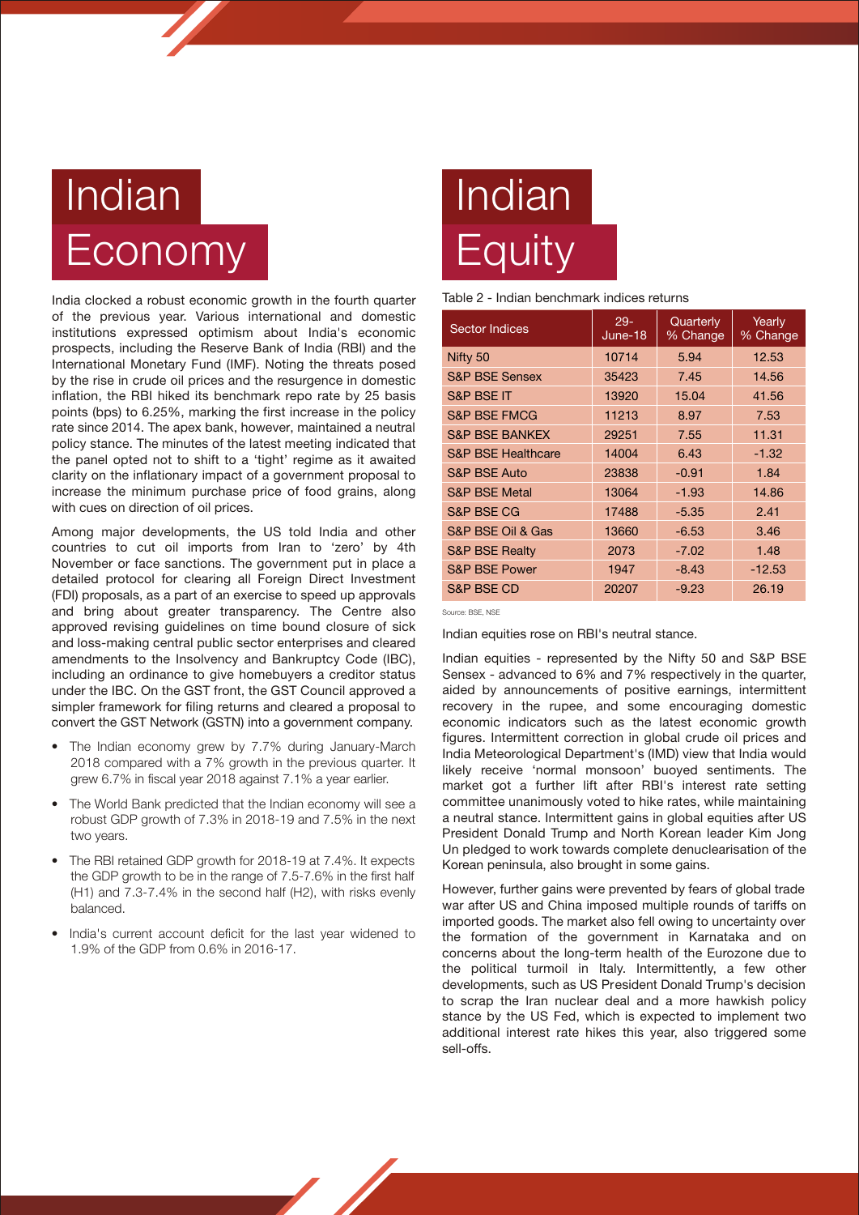# Indian Economy

India clocked a robust economic growth in the fourth quarter of the previous year. Various international and domestic institutions expressed optimism about India's economic prospects, including the Reserve Bank of India (RBI) and the International Monetary Fund (IMF). Noting the threats posed by the rise in crude oil prices and the resurgence in domestic inflation, the RBI hiked its benchmark repo rate by 25 basis points (bps) to 6.25%, marking the first increase in the policy rate since 2014. The apex bank, however, maintained a neutral policy stance. The minutes of the latest meeting indicated that the panel opted not to shift to a 'tight' regime as it awaited clarity on the inflationary impact of a government proposal to increase the minimum purchase price of food grains, along with cues on direction of oil prices.

Among major developments, the US told India and other countries to cut oil imports from Iran to 'zero' by 4th November or face sanctions. The government put in place a detailed protocol for clearing all Foreign Direct Investment (FDI) proposals, as a part of an exercise to speed up approvals and bring about greater transparency. The Centre also approved revising guidelines on time bound closure of sick and loss-making central public sector enterprises and cleared amendments to the Insolvency and Bankruptcy Code (IBC), including an ordinance to give homebuyers a creditor status under the IBC. On the GST front, the GST Council approved a simpler framework for filing returns and cleared a proposal to convert the GST Network (GSTN) into a government company.

- The Indian economy grew by 7.7% during January-March 2018 compared with a 7% growth in the previous quarter. It grew 6.7% in fiscal year 2018 against 7.1% a year earlier.
- The World Bank predicted that the Indian economy will see a robust GDP growth of 7.3% in 2018-19 and 7.5% in the next two years.
- The RBI retained GDP growth for 2018-19 at 7.4%. It expects the GDP growth to be in the range of 7.5-7.6% in the first half (H1) and 7.3-7.4% in the second half (H2), with risks evenly balanced.
- India's current account deficit for the last year widened to 1.9% of the GDP from 0.6% in 2016-17.

# Indian Equity

Table 2 - Indian benchmark indices returns

| Sector Indices | 29-June-18 | Quarterly % Change | Yearly % Change |
|---|---|---|---|
| Nifty 50 | 10714 | 5.94 | 12.53 |
| S&P BSE Sensex | 35423 | 7.45 | 14.56 |
| S&P BSE IT | 13920 | 15.04 | 41.56 |
| S&P BSE FMCG | 11213 | 8.97 | 7.53 |
| S&P BSE BANKEX | 29251 | 7.55 | 11.31 |
| S&P BSE Healthcare | 14004 | 6.43 | -1.32 |
| S&P BSE Auto | 23838 | -0.91 | 1.84 |
| S&P BSE Metal | 13064 | -1.93 | 14.86 |
| S&P BSE CG | 17488 | -5.35 | 2.41 |
| S&P BSE Oil & Gas | 13660 | -6.53 | 3.46 |
| S&P BSE Realty | 2073 | -7.02 | 1.48 |
| S&P BSE Power | 1947 | -8.43 | -12.53 |
| S&P BSE CD | 20207 | -9.23 | 26.19 |

Source: BSE, NSE

Indian equities rose on RBI's neutral stance.

Indian equities - represented by the Nifty 50 and S&P BSE Sensex - advanced to 6% and 7% respectively in the quarter, aided by announcements of positive earnings, intermittent recovery in the rupee, and some encouraging domestic economic indicators such as the latest economic growth figures. Intermittent correction in global crude oil prices and India Meteorological Department's (IMD) view that India would likely receive 'normal monsoon' buoyed sentiments. The market got a further lift after RBI's interest rate setting committee unanimously voted to hike rates, while maintaining a neutral stance. Intermittent gains in global equities after US President Donald Trump and North Korean leader Kim Jong Un pledged to work towards complete denuclearisation of the Korean peninsula, also brought in some gains.

However, further gains were prevented by fears of global trade war after US and China imposed multiple rounds of tariffs on imported goods. The market also fell owing to uncertainty over the formation of the government in Karnataka and on concerns about the long-term health of the Eurozone due to the political turmoil in Italy. Intermittently, a few other developments, such as US President Donald Trump's decision to scrap the Iran nuclear deal and a more hawkish policy stance by the US Fed, which is expected to implement two additional interest rate hikes this year, also triggered some sell-offs.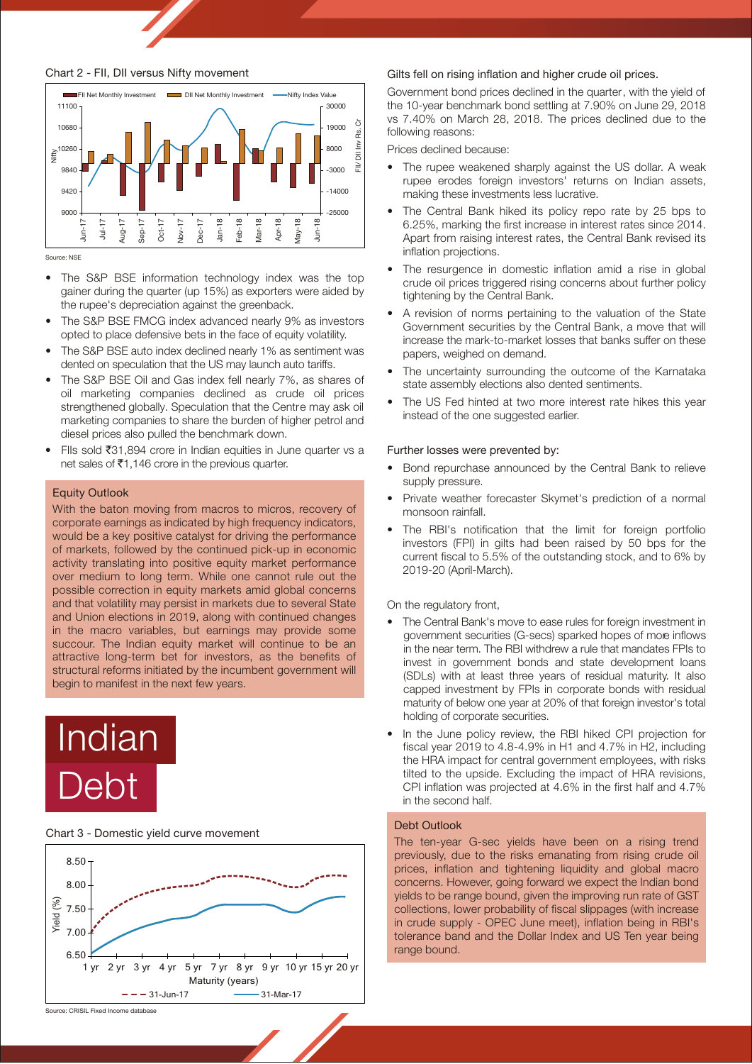Chart 2 - FII, DII versus Nifty movement

Source: NSE

- The S&P BSE information technology index was the top gainer during the quarter (up 15%) as exporters were aided by the rupee's depreciation against the greenback.
- The S&P BSE FMCG index advanced nearly 9% as investors opted to place defensive bets in the face of equity volatility.
- The S&P BSE auto index declined nearly 1% as sentiment was dented on speculation that the US may launch auto tariffs.
- The S&P BSE Oil and Gas index fell nearly 7%, as shares of oil marketing companies declined as crude oil prices strengthened globally. Speculation that the Centre may ask oil marketing companies to share the burden of higher petrol and diesel prices also pulled the benchmark down.
- FIIs sold ₹31,894 crore in Indian equities in June quarter vs a net sales of ₹1,146 crore in the previous quarter.

### Equity Outlook

With the baton moving from macros to micros, recovery of corporate earnings as indicated by high frequency indicators, would be a key positive catalyst for driving the performance of markets, followed by the continued pick-up in economic activity translating into positive equity market performance over medium to long term. While one cannot rule out the possible correction in equity markets amid global concerns and that volatility may persist in markets due to several State and Union elections in 2019, along with continued changes in the macro variables, but earnings may provide some succour. The Indian equity market will continue to be an attractive long-term bet for investors, as the benefits of structural reforms initiated by the incumbent government will begin to manifest in the next few years.

# Indian Debt

Chart 3 - Domestic yield curve movement

Source: CRISIL Fixed Income database

Gilts fell on rising inflation and higher crude oil prices.

Government bond prices declined in the quarter, with the yield of the 10-year benchmark bond settling at 7.90% on June 29, 2018 vs 7.40% on March 28, 2018. The prices declined due to the following reasons:

Prices declined because:

- The rupee weakened sharply against the US dollar. A weak rupee erodes foreign investors' returns on Indian assets, making these investments less lucrative.
- The Central Bank hiked its policy repo rate by 25 bps to 6.25%, marking the first increase in interest rates since 2014. Apart from raising interest rates, the Central Bank revised its inflation projections.
- The resurgence in domestic inflation amid a rise in global crude oil prices triggered rising concerns about further policy tightening by the Central Bank.
- A revision of norms pertaining to the valuation of the State Government securities by the Central Bank, a move that will increase the mark-to-market losses that banks suffer on these papers, weighed on demand.
- The uncertainty surrounding the outcome of the Karnataka state assembly elections also dented sentiments.
- The US Fed hinted at two more interest rate hikes this year instead of the one suggested earlier.

Further losses were prevented by:

- Bond repurchase announced by the Central Bank to relieve supply pressure.
- Private weather forecaster Skymet's prediction of a normal monsoon rainfall.
- The RBI's notification that the limit for foreign portfolio investors (FPI) in gilts had been raised by 50 bps for the current fiscal to 5.5% of the outstanding stock, and to 6% by 2019-20 (April-March).

On the regulatory front,

- The Central Bank's move to ease rules for foreign investment in government securities (G-secs) sparked hopes of more inflows in the near term. The RBI withdrew a rule that mandates FPIs to invest in government bonds and state development loans (SDLs) with at least three years of residual maturity. It also capped investment by FPIs in corporate bonds with residual maturity of below one year at 20% of that foreign investor's total holding of corporate securities.
- In the June policy review, the RBI hiked CPI projection for fiscal year 2019 to 4.8-4.9% in H1 and 4.7% in H2, including the HRA impact for central government employees, with risks tilted to the upside. Excluding the impact of HRA revisions, CPI inflation was projected at 4.6% in the first half and 4.7% in the second half.

### Debt Outlook

The ten-year G-sec yields have been on a rising trend previously, due to the risks emanating from rising crude oil prices, inflation and tightening liquidity and global macro concerns. However, going forward we expect the Indian bond yields to be range bound, given the improving run rate of GST collections, lower probability of fiscal slippages (with increase in crude supply - OPEC June meet), inflation being in RBI's tolerance band and the Dollar Index and US Ten year being range bound.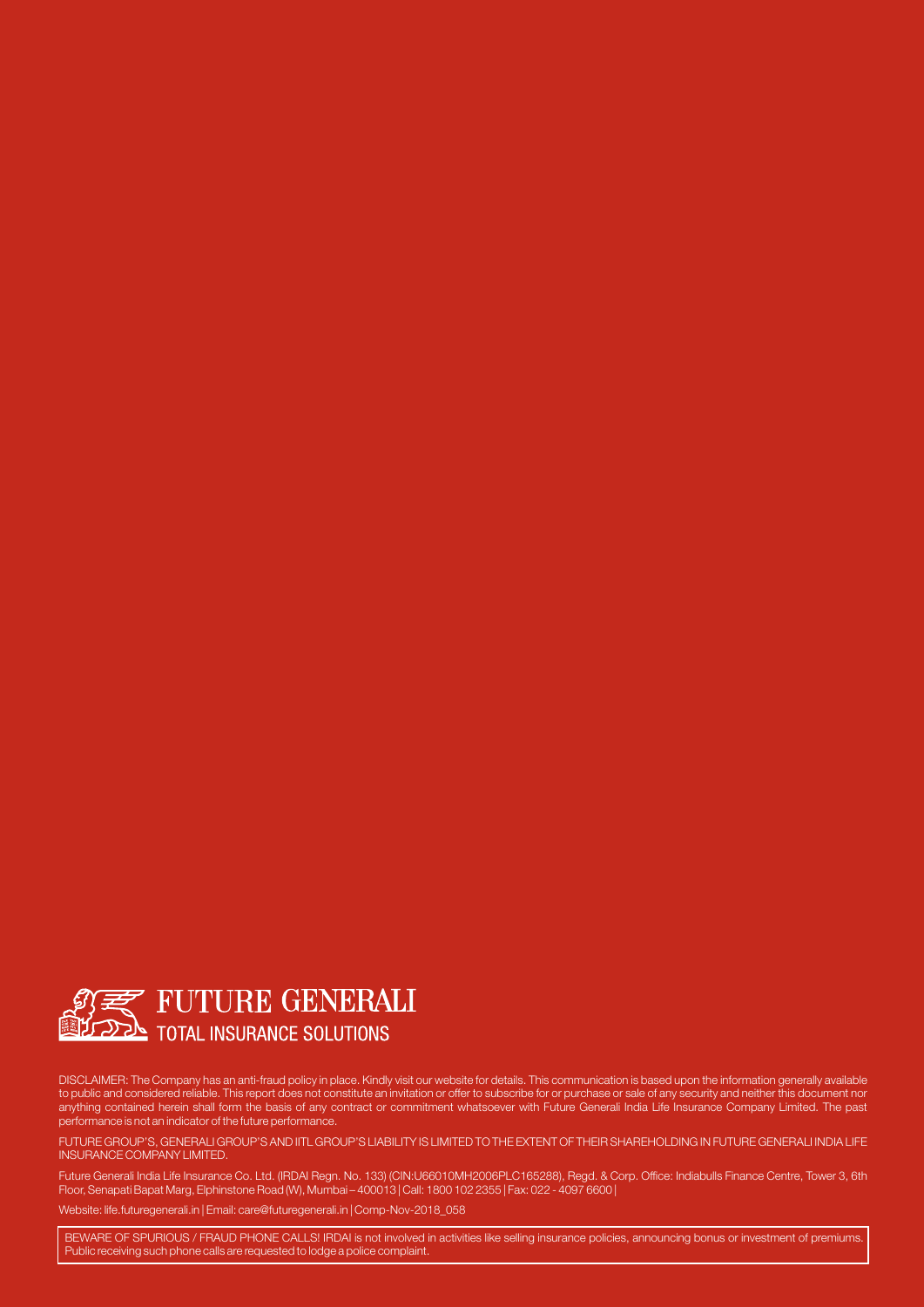FUTURE GENERALI
TOTAL INSURANCE SOLUTIONS

DISCLAIMER: The Company has an anti-fraud policy in place. Kindly visit our website for details. This communication is based upon the information generally available to public and considered reliable. This report does not constitute an invitation or offer to subscribe for or purchase or sale of any security and neither this document nor anything contained herein shall form the basis of any contract or commitment whatsoever with Future Generali India Life Insurance Company Limited. The past performance is not an indicator of the future performance.

FUTURE GROUP'S, GENERALI GROUP'S AND IITL GROUP'S LIABILITY IS LIMITED TO THE EXTENT OF THEIR SHAREHOLDING IN FUTURE GENERALI INDIA LIFE INSURANCE COMPANY LIMITED.

Future Generali India Life Insurance Co. Ltd. (IRDAI Regn. No. 133) (CIN:U66010MH2006PLC165288), Regd. & Corp. Office: Indiabulls Finance Centre, Tower 3, 6th Floor, Senapati Bapat Marg, Elphinstone Road (W), Mumbai – 400013 | Call: 1800 102 2355 | Fax: 022 - 4097 6600 |

Website: life.futuregenerali.in | Email: care@futuregenerali.in | Comp-Nov-2018_058

BEWARE OF SPURIOUS / FRAUD PHONE CALLS! IRDAI is not involved in activities like selling insurance policies, announcing bonus or investment of premiums. Public receiving such phone calls are requested to lodge a police complaint.